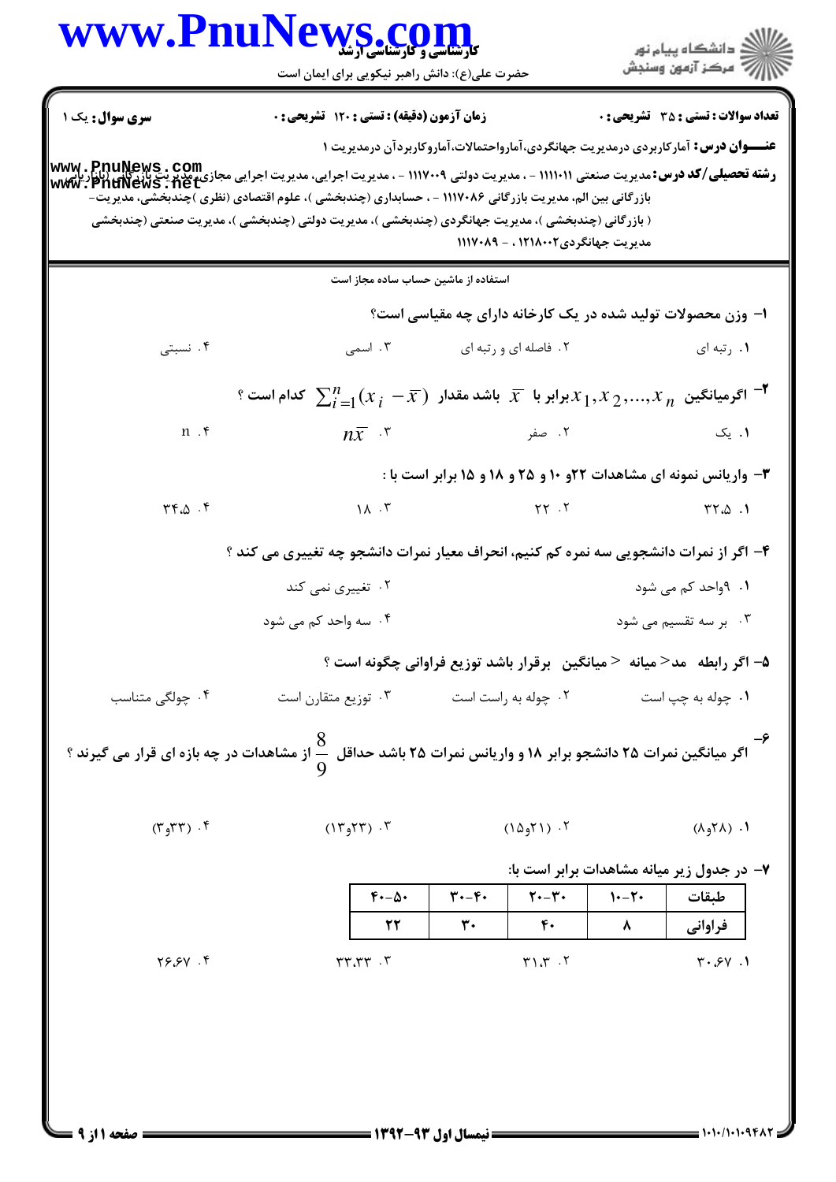**سری سوال:** یک ۱

**زمان آزمون (دقیقه) : تستی : ۱۲۰ تشریحی : ۰**

**تعداد سوالات : تستی : ۳۵ تشریحی : ۰**

**عنـــوان درس:** آمارکاربردی درمدیریت جهانگردی،آماراحتمالات،آماروکاربردآن درمدیریت ۱

**رشته تحصیلی/کد درس:** مدیریت صنعتی ۱۱۱۱۰۱۱ - ، مدیریت دولتی ۱۱۱۷۰۰۹ - ، مدیریت اجرایی، مدیریت اجرایی مجازی، مدیریت بازرگانی (بازاریابی بازرگانی بین الم، مدیریت بازرگانی ۱۱۱۷۰۸۶ - ، حسابداری (چندبخشی )، علوم اقتصادی (نظری )چندبخشی، مدیریت- ( بازرگانی (چندبخشی )، مدیریت جهانگردی (چندبخشی )، مدیریت دولتی (چندبخشی )، مدیریت صنعتی (چندبخشی مدیریت جهانگردی۱۲۱۸۰۰۲ ، - ۱۱۱۷۰۸۹

استفاده از ماشین حساب ساده مجاز است

۱- وزن محصولات تولید شده در یک کارخانه دارای چه مقیاسی است؟

۱. رتبه ای　　۲. فاصله ای و رتبه ای　　۳. اسمی　　۴. نسبتی

۲- اگرمیانگین $x_1, x_2, ..., x_n$ برابر با $\bar{x}$ باشد مقدار $\sum_{i=1}^{n}(x_i - \bar{x})$ کدام است ؟

۱. یک　　۲. صفر　　۳. $n\bar{x}$　　۴. n

۳- واریانس نمونه ای مشاهدات ۲۲و ۱۰ و ۲۵ و ۱۸ و ۱۵ برابر است با :

۱. ۳۲.۵　　۲. ۲۲　　۳. ۱۸　　۴. ۳۴.۵

۴- اگر از نمرات دانشجویی سه نمره کم کنیم، انحراف معیار نمرات دانشجو چه تغییری می کند ؟

۱. ۹واحد کم می شود　　۲. تغییری نمی کند　　۳. بر سه تقسیم می شود　　۴. سه واحد کم می شود

۵- اگر رابطه مد< میانه < میانگین برقرار باشد توزیع فراوانی چگونه است ؟

۱. چوله به چپ است　　۲. چوله به راست است　　۳. توزیع متقارن است　　۴. چولگی متناسب

۶- اگر میانگین نمرات ۲۵ دانشجو برابر ۱۸ و واریانس نمرات ۲۵ باشد حداقل $\frac{8}{9}$ از مشاهدات در چه بازه ای قرار می گیرند ؟

۱. (۸و۲۸)　　۲. (۱۵و۲۱)　　۳. (۱۳و۲۳)　　۴. (۳و۳۳)

۷- در جدول زیر میانه مشاهدات برابر است با:

| طبقات | ۱۰-۲۰ | ۲۰-۳۰ | ۳۰-۴۰ | ۴۰-۵۰ |
|---|---|---|---|---|
| فراوانی | ۸ | ۴۰ | ۳۰ | ۲۲ |

۱. ۳۰.۶۷　　۲. ۳۱.۳　　۳. ۳۳.۳۳　　۴. ۲۶.۶۷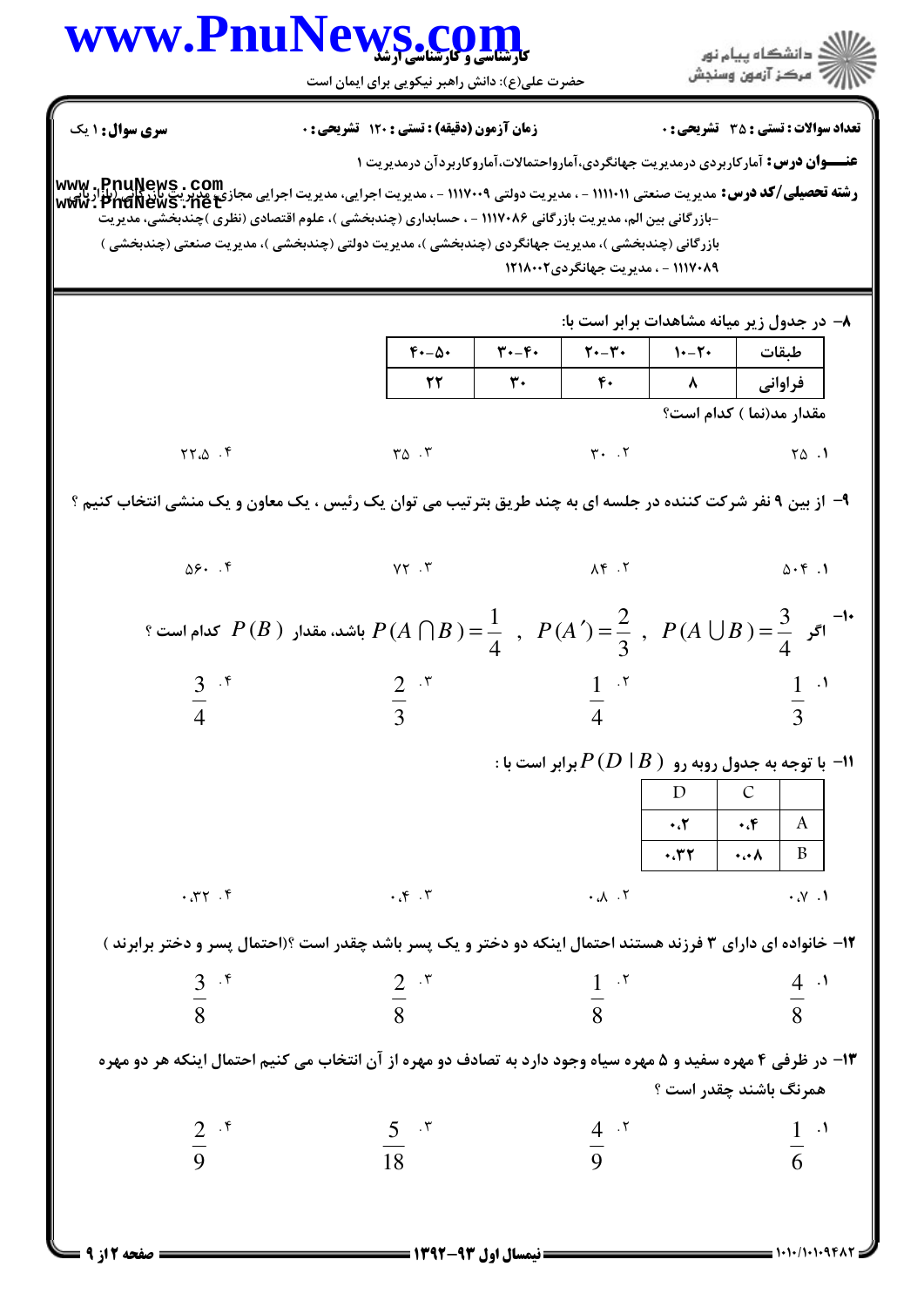**سری سوال:** ۱ یک | **زمان آزمون (دقیقه) : تستی :** ۱۲۰ **تشریحی :** ۰ | **تعداد سوالات : تستی :** ۳۵ **تشریحی :** ۰

**عنـــوان درس:** آمارکاربردی درمدیریت جهانگردی،آمارواحتمالات،آماروکاربردآن درمدیریت ۱

**رشته تحصیلی/کد درس:** مدیریت صنعتی ۱۱۱۱۰۱۱ - ، مدیریت دولتی ۱۱۱۷۰۰۹ - ، مدیریت اجرایی، مدیریت اجرایی مجازی، مدیریت بازرگانی (بازاریابی)-بازرگانی بین الم، مدیریت بازرگانی ۱۱۱۷۰۸۶ - ، حسابداری (چندبخشی )، علوم اقتصادی (نظری )چندبخشی، مدیریت بازرگانی (چندبخشی )، مدیریت جهانگردی (چندبخشی )، مدیریت دولتی (چندبخشی )، مدیریت صنعتی (چندبخشی ) ۱۱۱۷۰۸۹ - ، مدیریت جهانگردی ۱۲۱۸۰۰۲

۸- در جدول زیر میانه مشاهدات برابر است با:

| طبقات | ۱۰-۲۰ | ۲۰-۳۰ | ۳۰-۴۰ | ۴۰-۵۰ |
|---|---|---|---|---|
| فراوانی | ۸ | ۴۰ | ۳۰ | ۲۲ |

مقدار مد(نما ) کدام است؟

۱. ۲۵ ۲. ۳۰ ۳. ۳۵ ۴. ۲۲.۵

۹- از بین ۹ نفر شرکت کننده در جلسه ای به چند طریق بترتیب می توان یک رئیس ، یک معاون و یک منشی انتخاب کنیم ؟

۱. ۵۰۴ ۲. ۸۴ ۳. ۷۲ ۴. ۵۶۰

۱۰- اگر $P(A \cup B) = \frac{3}{4}$ , $P(A') = \frac{2}{3}$ , $P(A \cap B) = \frac{1}{4}$ باشد، مقدار $P(B)$ کدام است ؟

۱. $\frac{1}{3}$ ۲. $\frac{1}{4}$ ۳. $\frac{2}{3}$ ۴. $\frac{3}{4}$

۱۱- با توجه به جدول روبه رو $P(D \mid B)$ برابر است با :

| | C | D |
|---|---|---|
| A | ۰.۴ | ۰.۲ |
| B | ۰.۰۸ | ۰.۳۲ |

۱. ۰.۷ ۲. ۰.۸ ۳. ۰.۴ ۴. ۰.۳۲

۱۲- خانواده ای دارای ۳ فرزند هستند احتمال اینکه دو دختر و یک پسر باشد چقدر است ؟(احتمال پسر و دختر برابرند )

۱. $\frac{4}{8}$ ۲. $\frac{1}{8}$ ۳. $\frac{2}{8}$ ۴. $\frac{3}{8}$

۱۳- در ظرفی ۴ مهره سفید و ۵ مهره سیاه وجود دارد به تصادف دو مهره از آن انتخاب می کنیم احتمال اینکه هر دو مهره همرنگ باشند چقدر است ؟

۱. $\frac{1}{6}$ ۲. $\frac{4}{9}$ ۳. $\frac{5}{18}$ ۴. $\frac{2}{9}$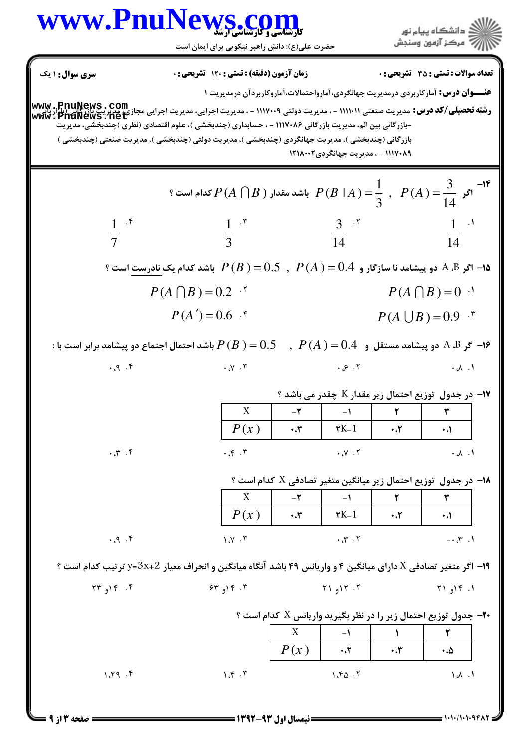**سری سوال:** ۱ یک

**زمان آزمون (دقیقه) : تستی : ۱۲۰ تشریحی : ۰**

**تعداد سوالات : تستی : ۳۵ تشریحی : ۰**

**عنـــوان درس:** آمارکاربردی درمدیریت جهانگردی،آماروآحتمالات،آماروکاربردآن درمدیریت ۱

**رشته تحصیلی/کد درس:** مدیریت صنعتی ۱۱۱۱۰۱۱ - ، مدیریت دولتی ۱۱۱۷۰۰۹ - ، مدیریت اجرایی، مدیریت اجرایی مجازی، مدیریت بازرگانی (بازاریابی)-بازرگانی بین الم، مدیریت بازرگانی ۱۱۱۷۰۸۶ - ، حسابداری (چندبخشی ) ، علوم اقتصادی (نظری )چندبخشی، مدیریت بازرگانی (چندبخشی )، مدیریت جهانگردی (چندبخشی )، مدیریت دولتی (چندبخشی )، مدیریت صنعتی (چندبخشی ) ۱۱۱۷۰۸۹ - ، مدیریت جهانگردی۱۲۱۸۰۰۲

---

۱۴- اگر $P(A)=\frac{3}{14}$ , $P(B|A)=\frac{1}{3}$ باشد مقدار $P(A\cap B)$ کدام است ؟

۱. $\frac{1}{14}$ ۲. $\frac{3}{14}$ ۳. $\frac{1}{3}$ ۴. $\frac{1}{7}$

۱۵- اگر A ،B دو پیشامد نا سازگار و $P(A)=0.4$ , $P(B)=0.5$ باشد کدام یک نادرست است ؟

۱. $P(A\cap B)=0$ ۲. $P(A\cap B)=0.2$ ۳. $P(A\cup B)=0.9$ ۴. $P(A')=0.6$

۱۶- گر A ،B دو پیشامد مستقل و $P(A)=0.4$ , $P(B)=0.5$ باشد احتمال اجتماع دو پیشامد برابر است با :

۱. ۰.۸ ۲. ۰.۶ ۳. ۰.۷ ۴. ۰.۹

۱۷- در جدول توزیع احتمال زیر مقدار K چقدر می باشد ؟

| X | ۲- | ۱- | ۲ | ۳ |
|---|---|---|---|---|
| $P(x)$ | ۰.۳ | $2K-1$ | ۰.۲ | ۰.۱ |

۱. ۰.۸ ۲. ۰.۷ ۳. ۰.۴ ۴. ۰.۳

۱۸- در جدول توزیع احتمال زیر میانگین متغیر تصادفی X کدام است ؟

| X | ۲- | ۱- | ۲ | ۳ |
|---|---|---|---|---|
| $P(x)$ | ۰.۳ | $2K-1$ | ۰.۲ | ۰.۱ |

۱. ۰.۳- ۲. ۰.۳ ۳. ۱.۷ ۴. ۰.۹

۱۹- اگر متغیر تصادفی X دارای میانگین ۴ و واریانس ۴۹ باشد آنگاه میانگین و انحراف معیار $y=3x+2$ ترتیب کدام است ؟

۱. ۱۴و ۲۱ ۲. ۱۲و ۲۱ ۳. ۱۴و ۶۳ ۴. ۱۴و ۲۳

۲۰- جدول توزیع احتمال زیر را در نظر بگیرید واریانس X کدام است ؟

| X | ۱- | ۱ | ۲ |
|---|---|---|---|
| $P(x)$ | ۰.۲ | ۰.۳ | ۰.۵ |

۱. ۱.۸ ۲. ۱.۴۵ ۳. ۱.۴ ۴. ۱.۲۹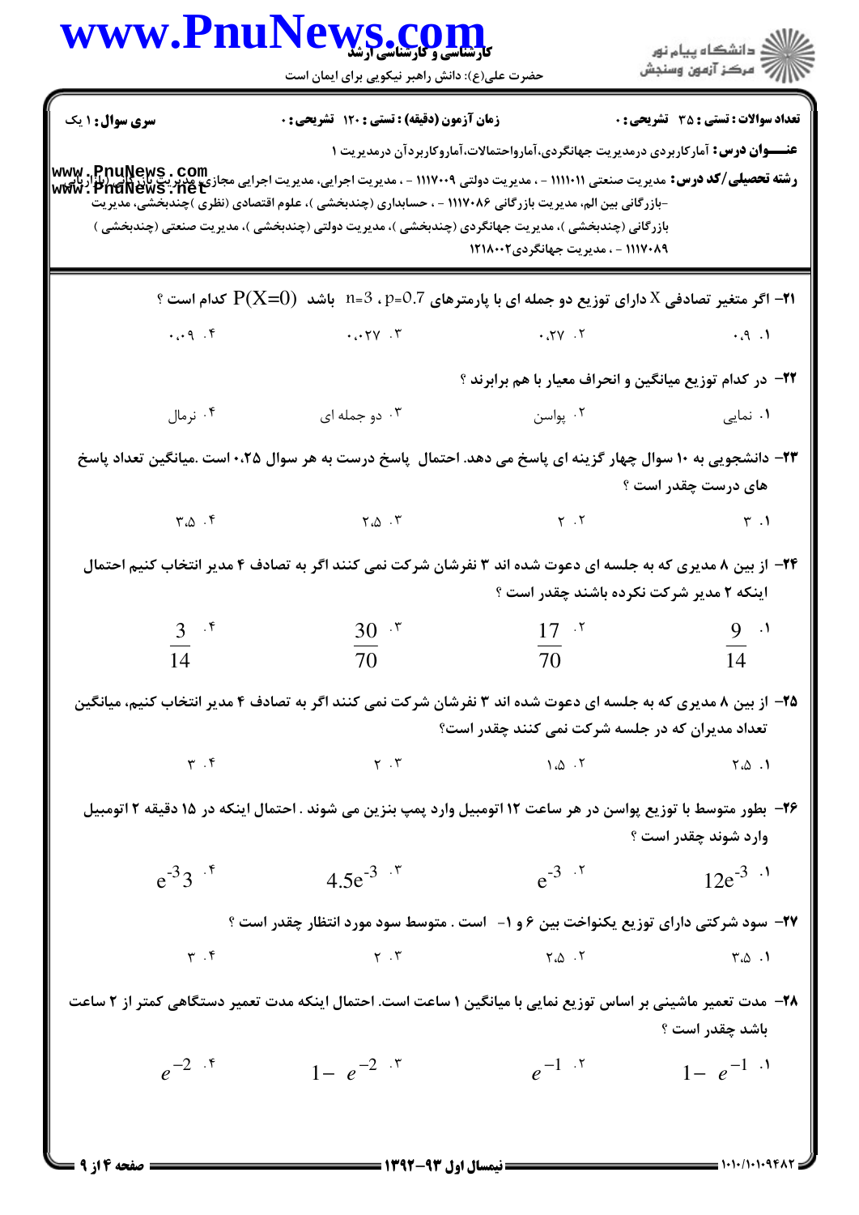**سری سوال:** ۱ یک | **زمان آزمون (دقیقه) : تستی : ۱۲۰ تشریحی : ۰** | **تعداد سوالات : تستی : ۳۵ تشریحی : ۰**

**عنـــوان درس:** آمارکاربردی درمدیریت جهانگردی،آمارواحتمالات،آماروکاربردآن درمدیریت ۱

**رشته تحصیلی/کد درس:** مدیریت صنعتی ۱۱۱۱۰۱۱ - ، مدیریت دولتی ۱۱۱۷۰۰۹ - ، مدیریت اجرایی، مدیریت اجرایی مجازی، مدیریت بازرگانی (بازاریابی)-بازرگانی بین الم، مدیریت بازرگانی ۱۱۱۷۰۸۶ - ، حسابداری (چندبخشی) ، علوم اقتصادی (نظری )چندبخشی، مدیریت بازرگانی (چندبخشی )، مدیریت جهانگردی (چندبخشی)، مدیریت دولتی (چندبخشی )، مدیریت صنعتی (چندبخشی ) ۱۱۱۷۰۸۹ - ، مدیریت جهانگردی۱۲۱۸۰۰۲

۲۱- اگر متغیر تصادفی X دارای توزیع دو جمله ای با پارمترهای $p=0.7$ ، $n=3$ باشد $P(X=0)$ کدام است ؟

۱. ۰.۹  ۲. ۰.۲۷  ۳. ۰.۰۲۷  ۴. ۰.۰۹

۲۲- در کدام توزیع میانگین و انحراف معیار با هم برابرند ؟

۱. نمایی  ۲. پواسن  ۳. دو جمله ای  ۴. نرمال

۲۳- دانشجویی به ۱۰ سوال چهار گزینه ای پاسخ می دهد. احتمال پاسخ درست به هر سوال ۰،۲۵ است .میانگین تعداد پاسخ های درست چقدر است ؟

۱. ۳  ۲. ۲  ۳. ۲،۵  ۴. ۳،۵

۲۴- از بین ۸ مدیری که به جلسه ای دعوت شده اند ۳ نفرشان شرکت نمی کنند اگر به تصادف ۴ مدیر انتخاب کنیم احتمال اینکه ۲ مدیر شرکت نکرده باشند چقدر است ؟

۱. $\frac{9}{14}$  ۲. $\frac{17}{70}$  ۳. $\frac{30}{70}$  ۴. $\frac{3}{14}$

۲۵- از بین ۸ مدیری که به جلسه ای دعوت شده اند ۳ نفرشان شرکت نمی کنند اگر به تصادف ۴ مدیر انتخاب کنیم، میانگین تعداد مدیران که در جلسه شرکت نمی کنند چقدر است؟

۱. ۲،۵  ۲. ۱،۵  ۳. ۲  ۴. ۳

۲۶- بطور متوسط با توزیع پواسن در هر ساعت ۱۲ اتومبیل وارد پمپ بنزین می شوند . احتمال اینکه در ۱۵ دقیقه ۲ اتومبیل وارد شوند چقدر است ؟

۱. $12e^{-3}$  ۲. $e^{-3}$  ۳. $4.5e^{-3}$  ۴. $e^{-3}3$

۲۷- سود شرکتی دارای توزیع یکنواخت بین ۶ و ۱- است . متوسط سود مورد انتظار چقدر است ؟

۱. ۳،۵  ۲. ۲،۵  ۳. ۲  ۴. ۳

۲۸- مدت تعمیر ماشینی بر اساس توزیع نمایی با میانگین ۱ ساعت است. احتمال اینکه مدت تعمیر دستگاهی کمتر از ۲ ساعت باشد چقدر است ؟

۱. $1- e^{-1}$  ۲. $e^{-1}$  ۳. $1- e^{-2}$  ۴. $e^{-2}$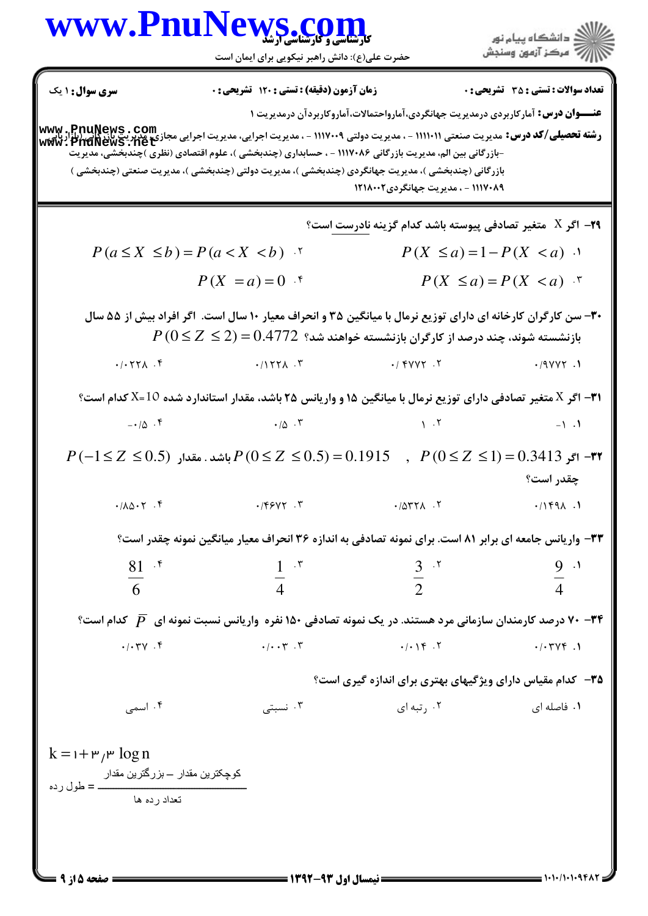**سری سوال:** ۱ یک | **زمان آزمون (دقیقه) : تستی :** ۱۲۰ **تشریحی :** ۰ | **تعداد سوالات : تستی :** ۳۵ **تشریحی :** ۰

**عنـــوان درس:** آمارکاربردی درمدیریت جهانگردی،آماروحتمالات،آماروکاربردآن درمدیریت ۱

**رشته تحصیلی/کد درس:** مدیریت صنعتی ۱۱۱۱۰۱۱ - ، مدیریت دولتی ۱۱۱۷۰۰۹ - ، مدیریت اجرایی، مدیریت اجرایی مجازی،مدیریت بازرگانی (بازاریابی) -بازرگانی بین الم، مدیریت بازرگانی ۱۱۱۷۰۸۶ - ، حسابداری (چندبخشی ) ، علوم اقتصادی (نظری )چندبخشی، مدیریت بازرگانی (چندبخشی )، مدیریت جهانگردی (چندبخشی )، مدیریت دولتی (چندبخشی )، مدیریت صنعتی (چندبخشی ) ۱۱۱۷۰۸۹ - ، مدیریت جهانگردی۱۲۱۸۰۰۲

۲۹- اگر X متغیر تصادفی پیوسته باشد کدام گزینه نادرست است؟

۱. $P(X \le a) = 1 - P(X < a)$

۲. $P(a \le X \le b) = P(a < X < b)$

۳. $P(X \le a) = P(X < a)$

۴. $P(X = a) = 0$

۳۰- سن کارگران کارخانه ای دارای توزیع نرمال با میانگین ۳۵ و انحراف معیار ۱۰ سال است. اگر افراد بیش از ۵۵ سال بازنشسته شوند، چند درصد از کارگران بازنشسته خواهند شد؟ $P(0 \le Z \le 2) = 0.4772$

۱. ۰/۹۷۷۲

۲. ۰/۴۷۷۲

۳. ۰/۱۲۲۸

۴. ۰/۰۲۲۸

۳۱- اگر X متغیر تصادفی دارای توزیع نرمال با میانگین ۱۵ و واریانس ۲۵ باشد، مقدار استاندارد شده X=10 کدام است؟

۱. ۱-

۲. ۱

۳. ۰/۵

۴. ۰/۵-

۳۲- اگر $P(0 \le Z \le 1) = 0.3413$ , $P(0 \le Z \le 0.5) = 0.1915$ باشد. مقدار $P(-1 \le Z \le 0.5)$ چقدر است؟

۱. ۰/۱۴۹۸

۲. ۰/۵۳۲۸

۳. ۰/۴۶۷۲

۴. ۰/۸۵۰۲

۳۳- واریانس جامعه ای برابر ۸۱ است. برای نمونه تصادفی به اندازه ۳۶ انحراف معیار میانگین نمونه چقدر است؟

۱. $\frac{9}{4}$

۲. $\frac{3}{2}$

۳. $\frac{1}{4}$

۴. $\frac{81}{6}$

۳۴- ۷۰ درصد کارمندان سازمانی مرد هستند. در یک نمونه تصادفی ۱۵۰ نفره واریانس نسبت نمونه ای $\bar{P}$ کدام است؟

۱. ۰/۰۳۷۴

۲. ۰/۰۱۴

۳. ۰/۰۰۳

۴. ۰/۰۳۷

۳۵- کدام مقیاس دارای ویژگیهای بهتری برای اندازه گیری است؟

۱. فاصله ای

۲. رتبه ای

۳. نسبتی

۴. اسمی

$k = 1 + 3/3 \log n$

$$\text{طول رده} = \frac{\text{کوچکترین مقدار} - \text{بزرگترین مقدار}}{\text{تعداد رده ها}}$$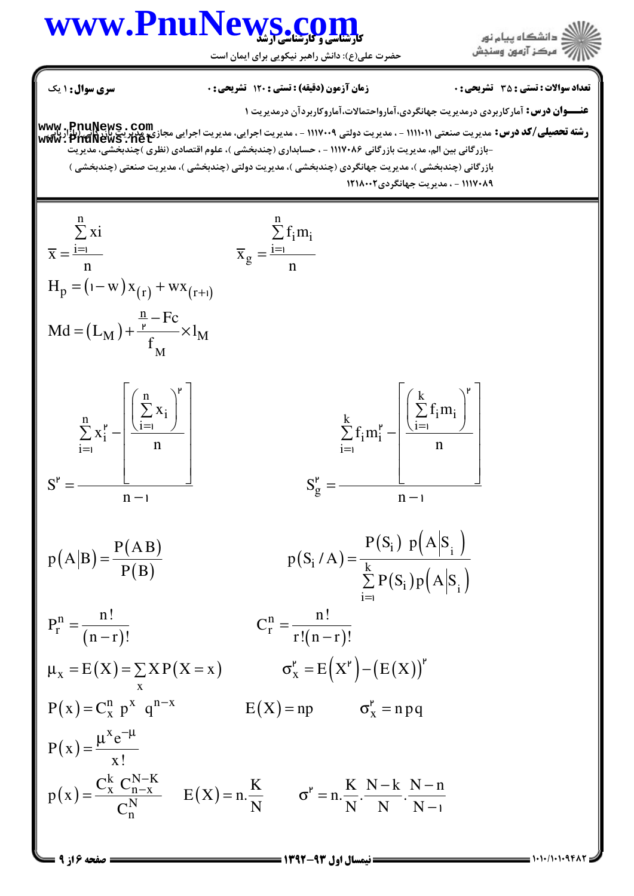**تعداد سوالات : تستی : ۳۵ تشریحی : ۰** | **زمان آزمون (دقیقه) : تستی : ۱۲۰ تشریحی : ۰** | **سری سوال : ۱ یک**

**عنـــوان درس:** آمارکاربردی درمدیریت جهانگردی،آمارواحتمالات،آماروکاربردآن درمدیریت ۱

**رشته تحصیلی/کد درس:** مدیریت صنعتی ۱۱۱۱۰۱۱ - ، مدیریت دولتی ۱۱۱۷۰۰۹ - ، مدیریت اجرایی، مدیریت اجرایی مجازی، مدیریت بازرگانی (بازاریابی)، -بازرگانی بین الم، مدیریت بازرگانی ۱۱۱۷۰۸۶ - ، حسابداری (چندبخشی )، علوم اقتصادی (نظری )چندبخشی، مدیریت بازرگانی (چندبخشی )، مدیریت جهانگردی (چندبخشی )، مدیریت دولتی (چندبخشی )، مدیریت صنعتی (چندبخشی ) ۱۱۱۷۰۸۹ - ، مدیریت جهانگردی۱۲۱۸۰۰۲

$$\bar{x} = \frac{\sum_{i=1}^{n} x_i}{n} \qquad \bar{x}_g = \frac{\sum_{i=1}^{n} f_i m_i}{n}$$

$$H_p = (1-w)x_{(r)} + w x_{(r+1)}$$

$$Md = (L_M) + \frac{\frac{n}{2} - Fc}{f_M} \times l_M$$

$$S^2 = \frac{\sum_{i=1}^{n} x_i^2 - \left[\frac{\left(\sum_{i=1}^{n} x_i\right)^2}{n}\right]}{n-1} \qquad S_g^2 = \frac{\sum_{i=1}^{k} f_i m_i^2 - \left[\frac{\left(\sum_{i=1}^{k} f_i m_i\right)^2}{n}\right]}{n-1}$$

$$p(A|B) = \frac{P(AB)}{P(B)} \qquad p(S_i / A) = \frac{P(S_i)\, p(A|S_i)}{\sum_{i=1}^{k} P(S_i)\, p(A|S_i)}$$

$$P_r^n = \frac{n!}{(n-r)!} \qquad C_r^n = \frac{n!}{r!(n-r)!}$$

$$\mu_x = E(X) = \sum_x X P(X=x) \qquad \sigma_x^2 = E(X^2) - (E(X))^2$$

$$P(x) = C_x^n\, p^x\, q^{n-x} \qquad E(X) = np \qquad \sigma_x^2 = npq$$

$$P(x) = \frac{\mu^x e^{-\mu}}{x!}$$

$$p(x) = \frac{C_x^k\, C_{n-x}^{N-K}}{C_n^N} \qquad E(X) = n.\frac{K}{N} \qquad \sigma^2 = n.\frac{K}{N}.\frac{N-k}{N}.\frac{N-n}{N-1}$$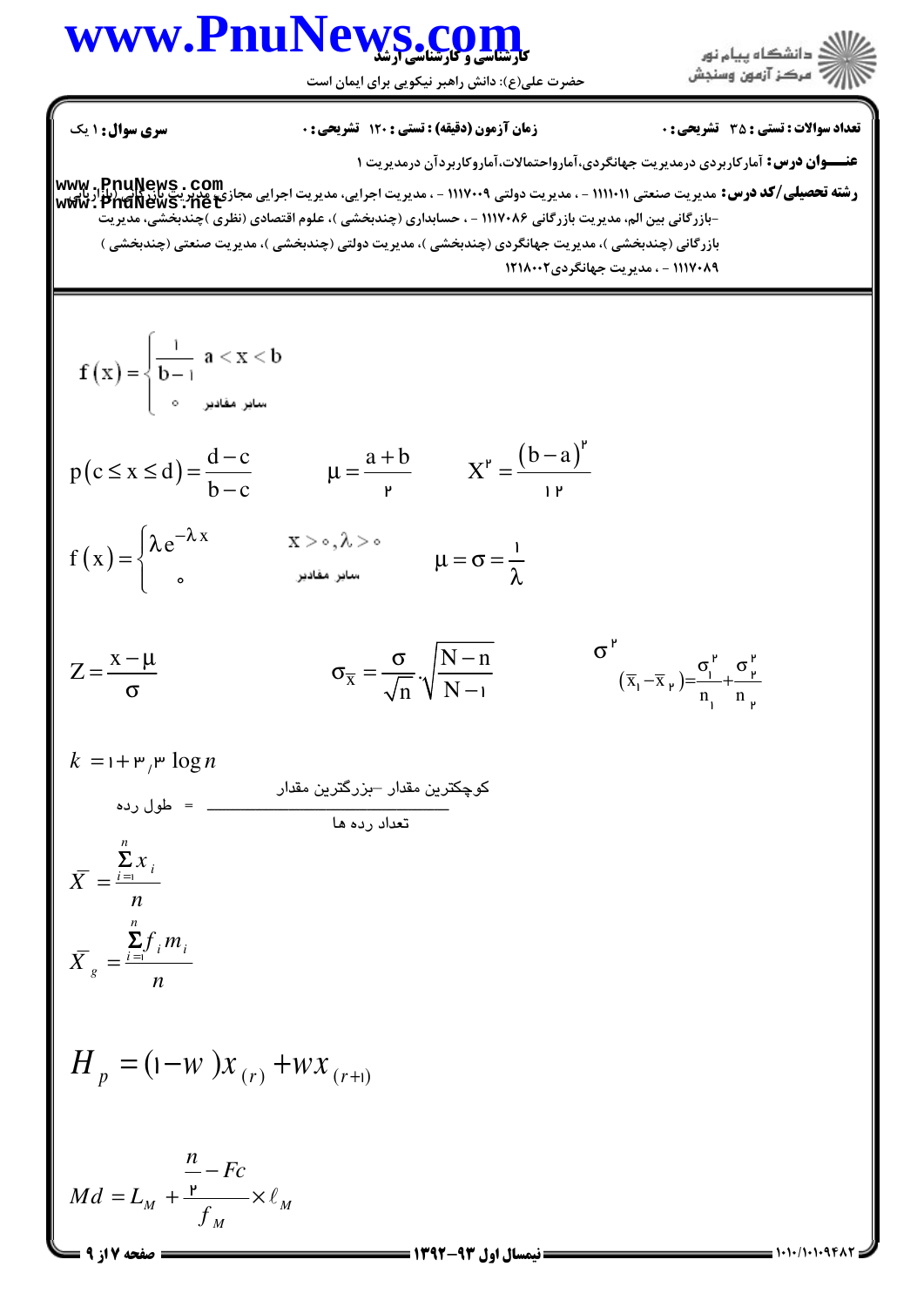**سری سوال:** ۱ یک | **زمان آزمون (دقیقه) : تستی :** ۱۲۰ **تشریحی :** ۰ | **تعداد سوالات : تستی :** ۳۵ **تشریحی :** ۰

**عنـــوان درس:** آمارکاربردی درمدیریت جهانگردی،آماراحتمالات،آماروکاربردآن درمدیریت ۱

**رشته تحصیلی/کد درس:** مدیریت صنعتی ۱۱۱۱۰۱۱ - ، مدیریت دولتی ۱۱۱۷۰۰۹ - ، مدیریت اجرایی، مدیریت اجرایی مجازی، مدیریت بازرگانی (بازاریابی)-بازرگانی بین الم، مدیریت بازرگانی ۱۱۱۷۰۸۶ - ، حسابداری (چندبخشی )، علوم اقتصادی (نظری )چندبخشی، مدیریت بازرگانی (چندبخشی )، مدیریت جهانگردی (چندبخشی )، مدیریت دولتی (چندبخشی )، مدیریت صنعتی (چندبخشی ) ۱۱۱۷۰۸۹ - ، مدیریت جهانگردی۱۲۱۸۰۰۲

$$f(x)=\begin{cases}\frac{1}{b-1} & a<x<b\\ 0 & \text{سایر مقادیر}\end{cases}$$

$$p(c\le x\le d)=\frac{d-c}{b-c} \qquad \mu=\frac{a+b}{2} \qquad X^2=\frac{(b-a)^2}{12}$$

$$f(x)=\begin{cases}\lambda e^{-\lambda x} & x>0,\lambda>0\\ 0 & \text{سایر مقادیر}\end{cases} \qquad \mu=\sigma=\frac{1}{\lambda}$$

$$Z=\frac{x-\mu}{\sigma} \qquad \sigma_{\bar{x}}=\frac{\sigma}{\sqrt{n}}\cdot\sqrt{\frac{N-n}{N-1}} \qquad \sigma^2_{(\bar{x}_1-\bar{x}_2)}=\frac{\sigma_1^2}{n_1}+\frac{\sigma_2^2}{n_2}$$

$$k=1+3/3\log n$$

$$\text{طول رده}=\frac{\text{کوچکترین مقدار} - \text{بزرگترین مقدار}}{\text{تعداد رده ها}}$$

$$\bar{X}=\frac{\sum_{i=1}^{n}x_i}{n}$$

$$\bar{X}_g=\frac{\sum_{i=1}^{n}f_i m_i}{n}$$

$$H_p=(1-w)x_{(r)}+wx_{(r+1)}$$

$$Md=L_M+\frac{\frac{n}{2}-Fc}{f_M}\times\ell_M$$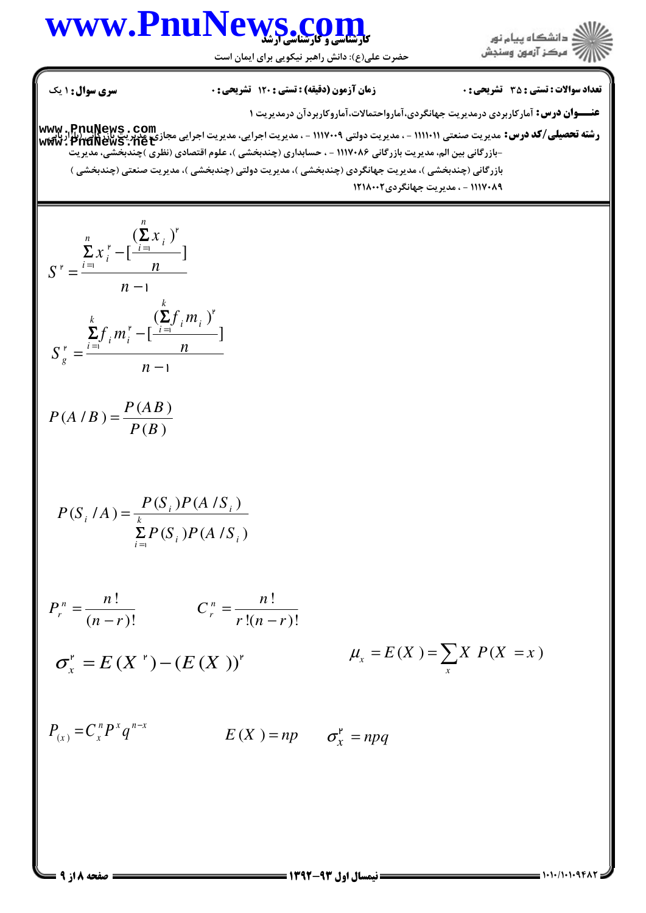**سری سوال:** ۱ یک

**زمان آزمون (دقیقه) : تستی :** ۱۲۰ **تشریحی :** ۰

**تعداد سوالات : تستی :** ۳۵ **تشریحی :** ۰

**عنـــوان درس:** آمارکاربردی درمدیریت جهانگردی،آماروحتمالات،آماروکاربردآن درمدیریت ۱

**رشته تحصیلی/کد درس:** مدیریت صنعتی ۱۱۱۱۰۱۱ - ، مدیریت دولتی ۱۱۱۷۰۰۹ - ، مدیریت اجرایی، مدیریت اجرایی مجازی،مدیریت بازرگانی (بازاریابی)،-بازرگانی بین الم، مدیریت بازرگانی ۱۱۱۷۰۸۶ - ، حسابداری (چندبخشی )، علوم اقتصادی (نظری )چندبخشی، مدیریت بازرگانی (چندبخشی )، مدیریت جهانگردی (چندبخشی )، مدیریت دولتی (چندبخشی )، مدیریت صنعتی (چندبخشی ) ۱۱۱۷۰۸۹ - ، مدیریت جهانگردی۱۲۱۸۰۰۲

$$S^2 = \frac{\sum_{i=1}^{n} x_i^2 - \left[\frac{(\sum_{i=1}^{n} x_i)^2}{n}\right]}{n-1}$$

$$S_g^2 = \frac{\sum_{i=1}^{k} f_i m_i^2 - \left[\frac{(\sum_{i=1}^{k} f_i m_i)^2}{n}\right]}{n-1}$$

$$P(A/B) = \frac{P(AB)}{P(B)}$$

$$P(S_i/A) = \frac{P(S_i)P(A/S_i)}{\sum_{i=1}^{k} P(S_i)P(A/S_i)}$$

$$P_r^n = \frac{n!}{(n-r)!} \qquad C_r^n = \frac{n!}{r!(n-r)!}$$

$$\sigma_x^2 = E(X^2) - (E(X))^2 \qquad \mu_x = E(X) = \sum_x X\,P(X=x)$$

$$P_{(x)} = C_x^n P^x q^{n-x} \qquad E(X) = np \qquad \sigma_x^2 = npq$$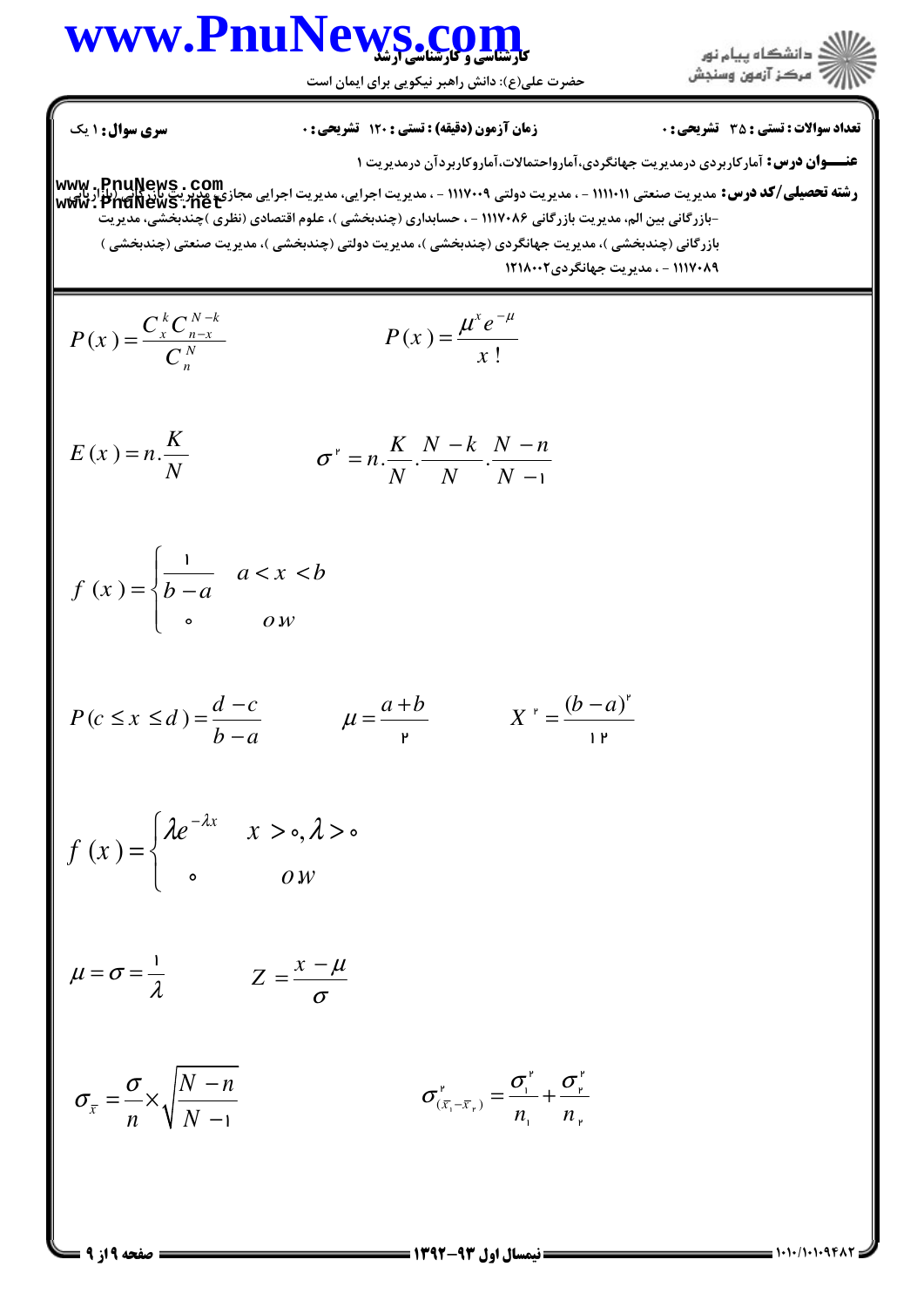$$P(x) = \frac{C_x^k C_{n-x}^{N-k}}{C_n^N}$$

$$P(x) = \frac{\mu^x e^{-\mu}}{x!}$$

$$E(x) = n.\frac{K}{N}$$

$$\sigma^2 = n.\frac{K}{N}.\frac{N-k}{N}.\frac{N-n}{N-1}$$

$$f(x) = \begin{cases} \frac{1}{b-a} & a < x < b \\ 0 & ow \end{cases}$$

$$P(c \le x \le d) = \frac{d-c}{b-a}$$

$$\mu = \frac{a+b}{2}$$

$$X^2 = \frac{(b-a)^2}{12}$$

$$f(x) = \begin{cases} \lambda e^{-\lambda x} & x > 0, \lambda > 0 \\ 0 & ow \end{cases}$$

$$\mu = \sigma = \frac{1}{\lambda}$$

$$Z = \frac{x-\mu}{\sigma}$$

$$\sigma_{\bar{x}} = \frac{\sigma}{n} \times \sqrt{\frac{N-n}{N-1}}$$

$$\sigma^2_{(\bar{x}_1 - \bar{x}_2)} = \frac{\sigma_1^2}{n_1} + \frac{\sigma_2^2}{n_2}$$